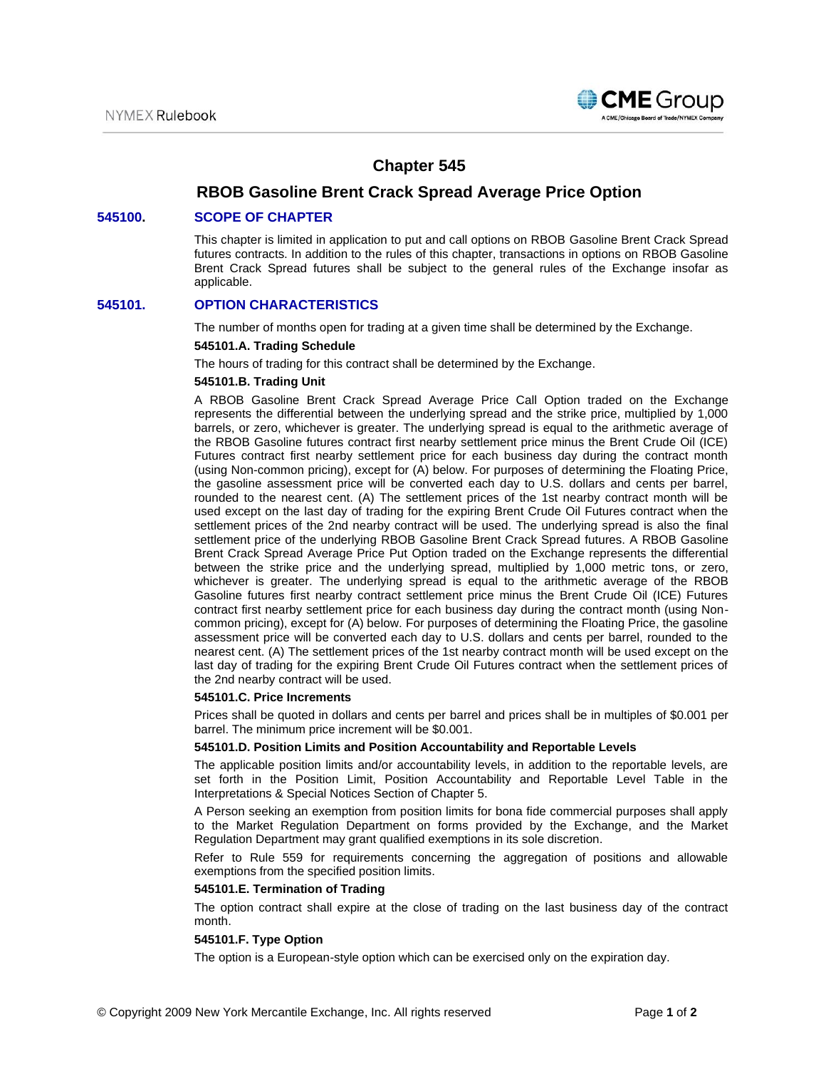# Chapter 545

## RBOB Gasoline Brent Crack Spread Average Price Option

### 545100. SCOPE OF CHAPTER

This chapter is limited in application to put and call options on RBOB Gasoline Brent Crack Spread futures contracts. In addition to the rules of this chapter, transactions in options on RBOB Gasoline Brent Crack Spread futures shall be subject to the general rules of the Exchange insofar as applicable.

### 545101. OPTION CHARACTERISTICS

The number of months open for trading at a given time shall be determined by the Exchange.

**545101.A. Trading Schedule**

The hours of trading for this contract shall be determined by the Exchange.

**545101.B. Trading Unit**

A RBOB Gasoline Brent Crack Spread Average Price Call Option traded on the Exchange represents the differential between the underlying spread and the strike price, multiplied by 1,000 barrels, or zero, whichever is greater. The underlying spread is equal to the arithmetic average of the RBOB Gasoline futures contract first nearby settlement price minus the Brent Crude Oil (ICE) Futures contract first nearby settlement price for each business day during the contract month (using Non-common pricing), except for (A) below. For purposes of determining the Floating Price, the gasoline assessment price will be converted each day to U.S. dollars and cents per barrel, rounded to the nearest cent. (A) The settlement prices of the 1st nearby contract month will be used except on the last day of trading for the expiring Brent Crude Oil Futures contract when the settlement prices of the 2nd nearby contract will be used. The underlying spread is also the final settlement price of the underlying RBOB Gasoline Brent Crack Spread futures. A RBOB Gasoline Brent Crack Spread Average Price Put Option traded on the Exchange represents the differential between the strike price and the underlying spread, multiplied by 1,000 metric tons, or zero, whichever is greater. The underlying spread is equal to the arithmetic average of the RBOB Gasoline futures first nearby contract settlement price minus the Brent Crude Oil (ICE) Futures contract first nearby settlement price for each business day during the contract month (using Non-common pricing), except for (A) below. For purposes of determining the Floating Price, the gasoline assessment price will be converted each day to U.S. dollars and cents per barrel, rounded to the nearest cent. (A) The settlement prices of the 1st nearby contract month will be used except on the last day of trading for the expiring Brent Crude Oil Futures contract when the settlement prices of the 2nd nearby contract will be used.

**545101.C. Price Increments**

Prices shall be quoted in dollars and cents per barrel and prices shall be in multiples of $0.001 per barrel. The minimum price increment will be $0.001.

**545101.D. Position Limits and Position Accountability and Reportable Levels**

The applicable position limits and/or accountability levels, in addition to the reportable levels, are set forth in the Position Limit, Position Accountability and Reportable Level Table in the Interpretations & Special Notices Section of Chapter 5.

A Person seeking an exemption from position limits for bona fide commercial purposes shall apply to the Market Regulation Department on forms provided by the Exchange, and the Market Regulation Department may grant qualified exemptions in its sole discretion.

Refer to Rule 559 for requirements concerning the aggregation of positions and allowable exemptions from the specified position limits.

**545101.E. Termination of Trading**

The option contract shall expire at the close of trading on the last business day of the contract month.

**545101.F. Type Option**

The option is a European-style option which can be exercised only on the expiration day.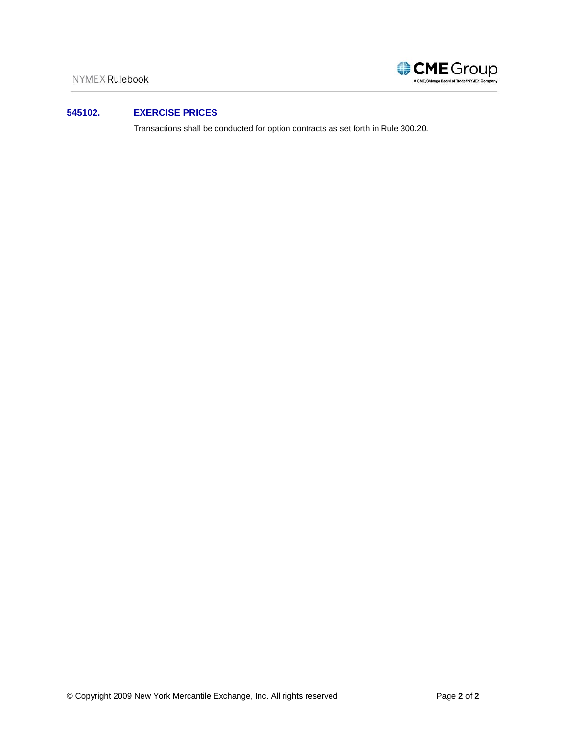### 545102. EXERCISE PRICES

Transactions shall be conducted for option contracts as set forth in Rule 300.20.